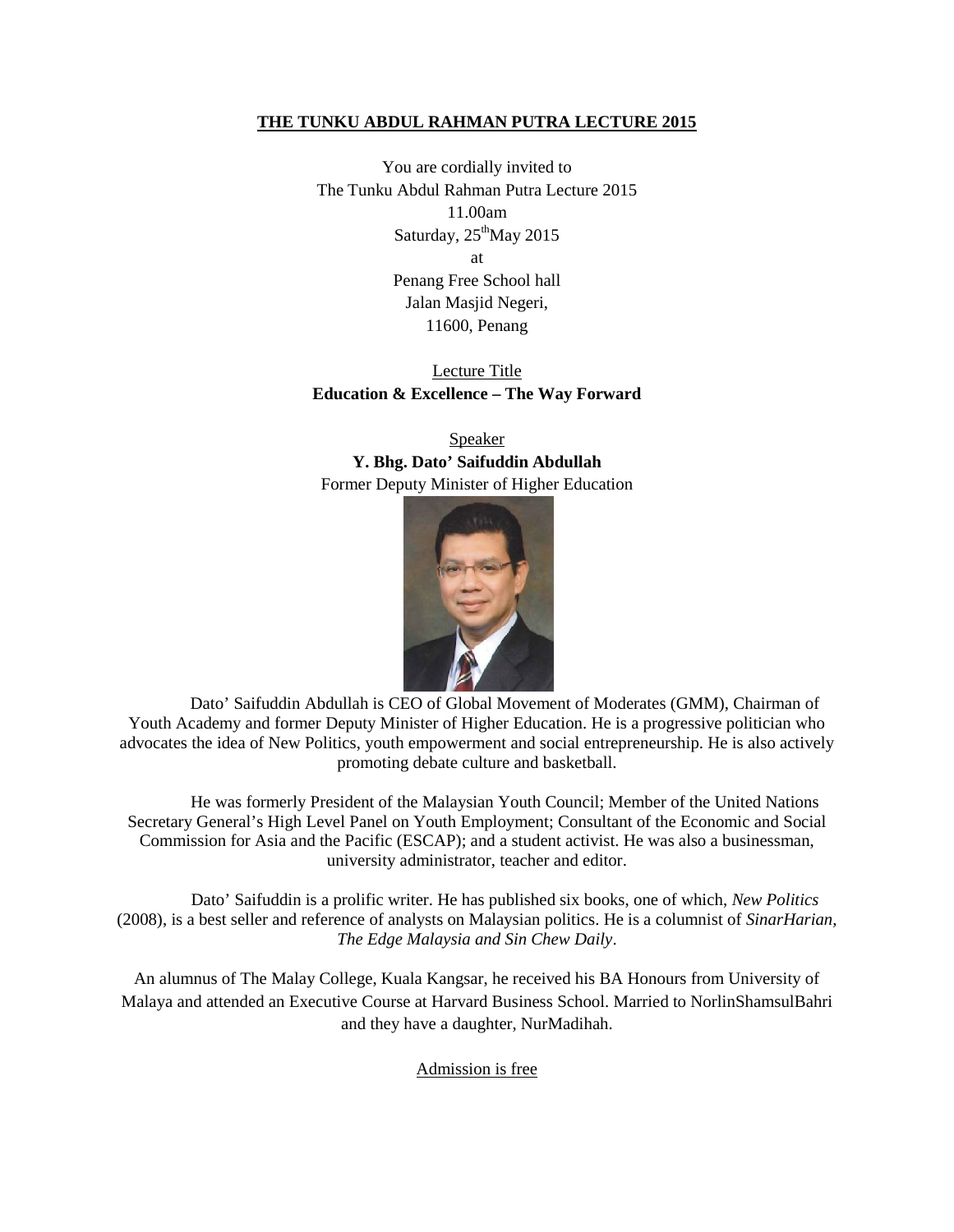# THE TUNKU ABDUL RAHMAN PUTRA LECTURE 2015

You are cordially invited to
The Tunku Abdul Rahman Putra Lecture 2015
11.00am
Saturday, 25th May 2015
at
Penang Free School hall
Jalan Masjid Negeri,
11600, Penang

Lecture Title
**Education & Excellence – The Way Forward**

Speaker
**Y. Bhg. Dato' Saifuddin Abdullah**
Former Deputy Minister of Higher Education

Dato' Saifuddin Abdullah is CEO of Global Movement of Moderates (GMM), Chairman of Youth Academy and former Deputy Minister of Higher Education. He is a progressive politician who advocates the idea of New Politics, youth empowerment and social entrepreneurship. He is also actively promoting debate culture and basketball.

He was formerly President of the Malaysian Youth Council; Member of the United Nations Secretary General's High Level Panel on Youth Employment; Consultant of the Economic and Social Commission for Asia and the Pacific (ESCAP); and a student activist. He was also a businessman, university administrator, teacher and editor.

Dato' Saifuddin is a prolific writer. He has published six books, one of which, *New Politics* (2008), is a best seller and reference of analysts on Malaysian politics. He is a columnist of *SinarHarian, The Edge Malaysia and Sin Chew Daily*.

An alumnus of The Malay College, Kuala Kangsar, he received his BA Honours from University of Malaya and attended an Executive Course at Harvard Business School. Married to NorlinShamsulBahri and they have a daughter, NurMadihah.

Admission is free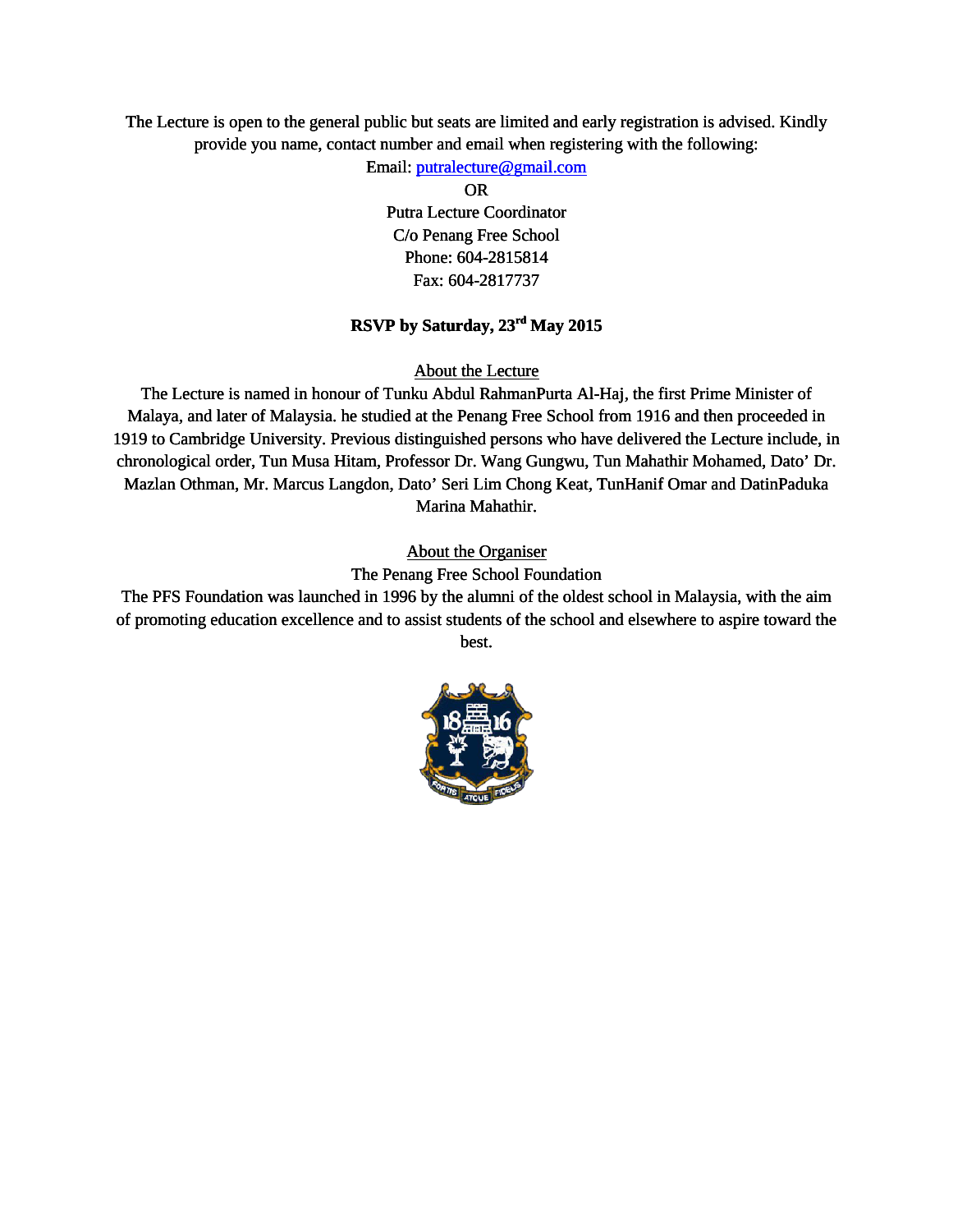The Lecture is open to the general public but seats are limited and early registration is advised. Kindly provide you name, contact number and email when registering with the following:

Email: putralecture@gmail.com

OR

Putra Lecture Coordinator
C/o Penang Free School
Phone: 604-2815814
Fax: 604-2817737

**RSVP by Saturday, 23rd May 2015**

About the Lecture

The Lecture is named in honour of Tunku Abdul RahmanPurta Al-Haj, the first Prime Minister of Malaya, and later of Malaysia. he studied at the Penang Free School from 1916 and then proceeded in 1919 to Cambridge University. Previous distinguished persons who have delivered the Lecture include, in chronological order, Tun Musa Hitam, Professor Dr. Wang Gungwu, Tun Mahathir Mohamed, Dato' Dr. Mazlan Othman, Mr. Marcus Langdon, Dato' Seri Lim Chong Keat, TunHanif Omar and DatinPaduka Marina Mahathir.

About the Organiser

The Penang Free School Foundation

The PFS Foundation was launched in 1996 by the alumni of the oldest school in Malaysia, with the aim of promoting education excellence and to assist students of the school and elsewhere to aspire toward the best.